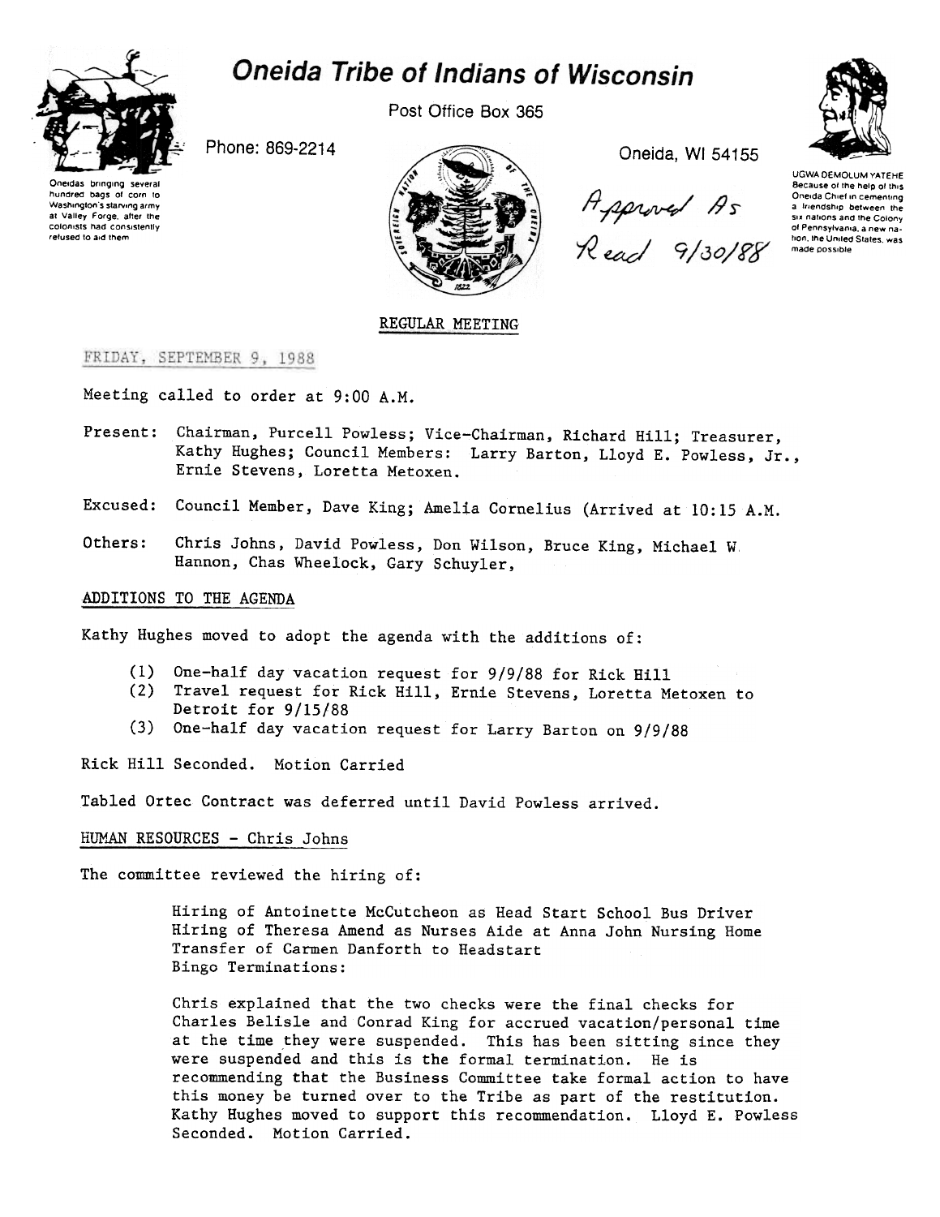# Oneida Tribe of Indians of Wisconsin

Post Office Box 365

Phone: 869-2214

Oneida, WI 54155

Oneidas bringing several hundred bags of corn to Washington's starving army at Valley Forge, after the colonists had consistently refused to aid them

UGWA DEMOLUM YATEHE Because of the help of this Oneida Chief in cementing a friendship between the six nations and the Colony of Pennsylvania, a new nation, the United States, was made possible

*Approved As Read 9/30/88*

## REGULAR MEETING

FRIDAY, SEPTEMBER 9, 1988

Meeting called to order at 9:00 A.M.

Present: Chairman, Purcell Powless; Vice-Chairman, Richard Hill; Treasurer, Kathy Hughes; Council Members: Larry Barton, Lloyd E. Powless, Jr., Ernie Stevens, Loretta Metoxen.

Excused: Council Member, Dave King; Amelia Cornelius (Arrived at 10:15 A.M.

Others: Chris Johns, David Powless, Don Wilson, Bruce King, Michael W. Hannon, Chas Wheelock, Gary Schuyler,

### ADDITIONS TO THE AGENDA

Kathy Hughes moved to adopt the agenda with the additions of:

1. One-half day vacation request for 9/9/88 for Rick Hill
2. Travel request for Rick Hill, Ernie Stevens, Loretta Metoxen to Detroit for 9/15/88
3. One-half day vacation request for Larry Barton on 9/9/88

Rick Hill Seconded. Motion Carried

Tabled Ortec Contract was deferred until David Powless arrived.

### HUMAN RESOURCES - Chris Johns

The committee reviewed the hiring of:

> Hiring of Antoinette McCutcheon as Head Start School Bus Driver
> Hiring of Theresa Amend as Nurses Aide at Anna John Nursing Home
> Transfer of Carmen Danforth to Headstart
> Bingo Terminations:
>
> Chris explained that the two checks were the final checks for Charles Belisle and Conrad King for accrued vacation/personal time at the time they were suspended. This has been sitting since they were suspended and this is the formal termination. He is recommending that the Business Committee take formal action to have this money be turned over to the Tribe as part of the restitution. Kathy Hughes moved to support this recommendation. Lloyd E. Powless Seconded. Motion Carried.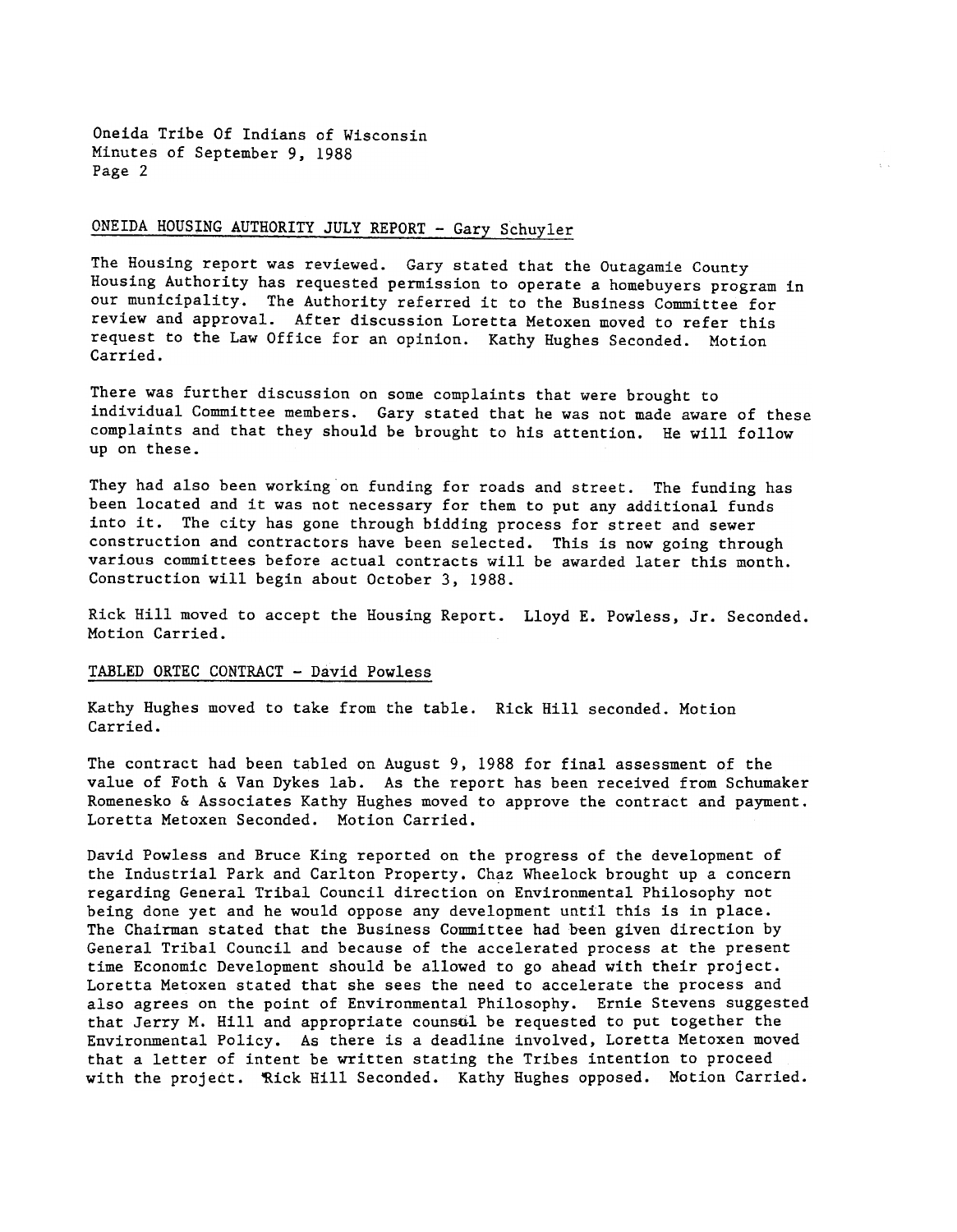## ONEIDA HOUSING AUTHORITY JULY REPORT - Gary Schuyler

The Housing report was reviewed. Gary stated that the Outagamie County Housing Authority has requested permission to operate a homebuyers program in our municipality. The Authority referred it to the Business Committee for review and approval. After discussion Loretta Metoxen moved to refer this request to the Law Office for an opinion. Kathy Hughes Seconded. Motion Carried.

There was further discussion on some complaints that were brought to individual Committee members. Gary stated that he was not made aware of these complaints and that they should be brought to his attention. He will follow up on these.

They had also been working on funding for roads and street. The funding has been located and it was not necessary for them to put any additional funds into it. The city has gone through bidding process for street and sewer construction and contractors have been selected. This is now going through various committees before actual contracts will be awarded later this month. Construction will begin about October 3, 1988.

Rick Hill moved to accept the Housing Report. Lloyd E. Powless, Jr. Seconded. Motion Carried.

## TABLED ORTEC CONTRACT - David Powless

Kathy Hughes moved to take from the table. Rick Hill seconded. Motion Carried.

The contract had been tabled on August 9, 1988 for final assessment of the value of Foth & Van Dykes lab. As the report has been received from Schumaker Romenesko & Associates Kathy Hughes moved to approve the contract and payment. Loretta Metoxen Seconded. Motion Carried.

David Powless and Bruce King reported on the progress of the development of the Industrial Park and Carlton Property. Chaz Wheelock brought up a concern regarding General Tribal Council direction on Environmental Philosophy not being done yet and he would oppose any development until this is in place. The Chairman stated that the Business Committee had been given direction by General Tribal Council and because of the accelerated process at the present time Economic Development should be allowed to go ahead with their project. Loretta Metoxen stated that she sees the need to accelerate the process and also agrees on the point of Environmental Philosophy. Ernie Stevens suggested that Jerry M. Hill and appropriate counsel be requested to put together the Environmental Policy. As there is a deadline involved, Loretta Metoxen moved that a letter of intent be written stating the Tribes intention to proceed with the project. Rick Hill Seconded. Kathy Hughes opposed. Motion Carried.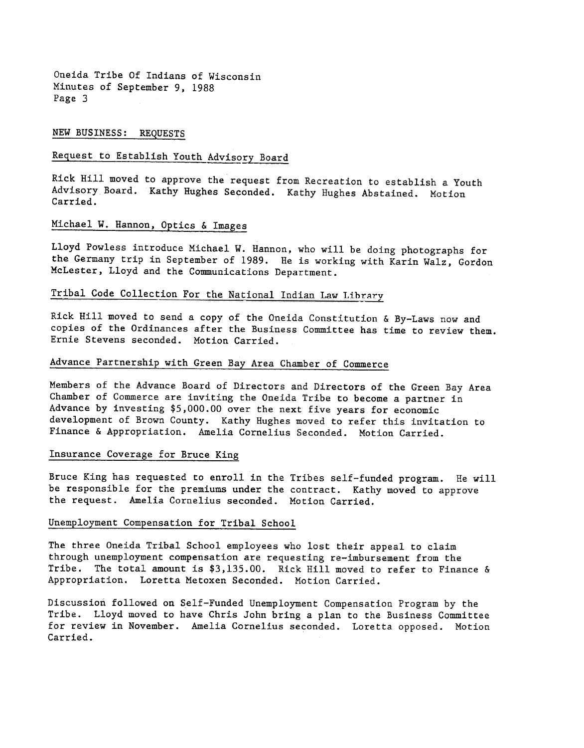## NEW BUSINESS: REQUESTS

### Request to Establish Youth Advisory Board

Rick Hill moved to approve the request from Recreation to establish a Youth Advisory Board. Kathy Hughes Seconded. Kathy Hughes Abstained. Motion Carried.

### Michael W. Hannon, Optics & Images

Lloyd Powless introduce Michael W. Hannon, who will be doing photographs for the Germany trip in September of 1989. He is working with Karin Walz, Gordon McLester, Lloyd and the Communications Department.

### Tribal Code Collection For the National Indian Law Library

Rick Hill moved to send a copy of the Oneida Constitution & By-Laws now and copies of the Ordinances after the Business Committee has time to review them. Ernie Stevens seconded. Motion Carried.

### Advance Partnership with Green Bay Area Chamber of Commerce

Members of the Advance Board of Directors and Directors of the Green Bay Area Chamber of Commerce are inviting the Oneida Tribe to become a partner in Advance by investing $5,000.00 over the next five years for economic development of Brown County. Kathy Hughes moved to refer this invitation to Finance & Appropriation. Amelia Cornelius Seconded. Motion Carried.

### Insurance Coverage for Bruce King

Bruce King has requested to enroll in the Tribes self-funded program. He will be responsible for the premiums under the contract. Kathy moved to approve the request. Amelia Cornelius seconded. Motion Carried.

### Unemployment Compensation for Tribal School

The three Oneida Tribal School employees who lost their appeal to claim through unemployment compensation are requesting re-imbursement from the Tribe. The total amount is $3,135.00. Rick Hill moved to refer to Finance & Appropriation. Loretta Metoxen Seconded. Motion Carried.

Discussion followed on Self-Funded Unemployment Compensation Program by the Tribe. Lloyd moved to have Chris John bring a plan to the Business Committee for review in November. Amelia Cornelius seconded. Loretta opposed. Motion Carried.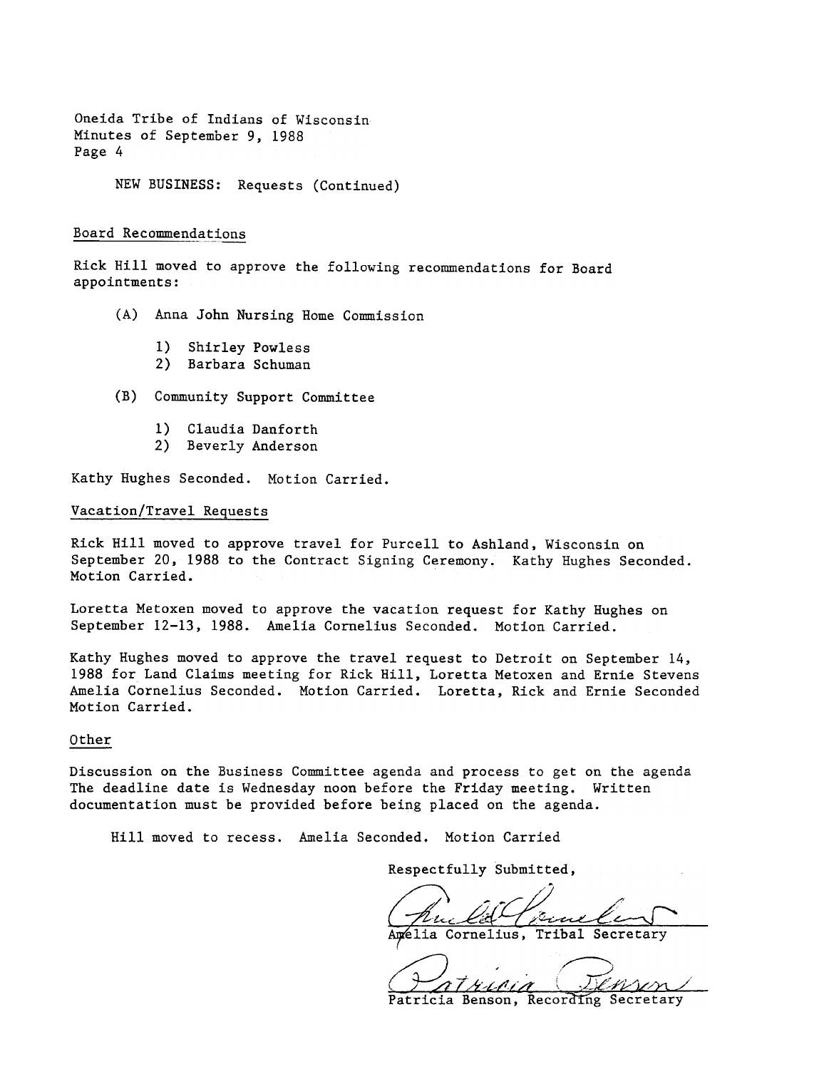Oneida Tribe of Indians of Wisconsin
Minutes of September 9, 1988
Page 4

NEW BUSINESS: Requests (Continued)

Board Recommendations

Rick Hill moved to approve the following recommendations for Board appointments:

(A) Anna John Nursing Home Commission

1) Shirley Powless
2) Barbara Schuman

(B) Community Support Committee

1) Claudia Danforth
2) Beverly Anderson

Kathy Hughes Seconded. Motion Carried.

Vacation/Travel Requests

Rick Hill moved to approve travel for Purcell to Ashland, Wisconsin on September 20, 1988 to the Contract Signing Ceremony. Kathy Hughes Seconded. Motion Carried.

Loretta Metoxen moved to approve the vacation request for Kathy Hughes on September 12-13, 1988. Amelia Cornelius Seconded. Motion Carried.

Kathy Hughes moved to approve the travel request to Detroit on September 14, 1988 for Land Claims meeting for Rick Hill, Loretta Metoxen and Ernie Stevens Amelia Cornelius Seconded. Motion Carried. Loretta, Rick and Ernie Seconded Motion Carried.

Other

Discussion on the Business Committee agenda and process to get on the agenda The deadline date is Wednesday noon before the Friday meeting. Written documentation must be provided before being placed on the agenda.

Hill moved to recess. Amelia Seconded. Motion Carried

Respectfully Submitted,

Amelia Cornelius, Tribal Secretary

Patricia Benson, Recording Secretary